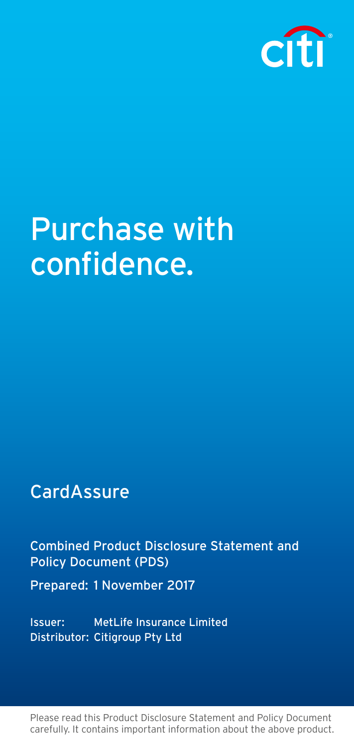citi

# Purchase with confidence.

## CardAssure

Combined Product Disclosure Statement and Policy Document (PDS)

Prepared: 1 November 2017

Issuer: MetLife Insurance Limited
Distributor: Citigroup Pty Ltd

Please read this Product Disclosure Statement and Policy Document carefully. It contains important information about the above product.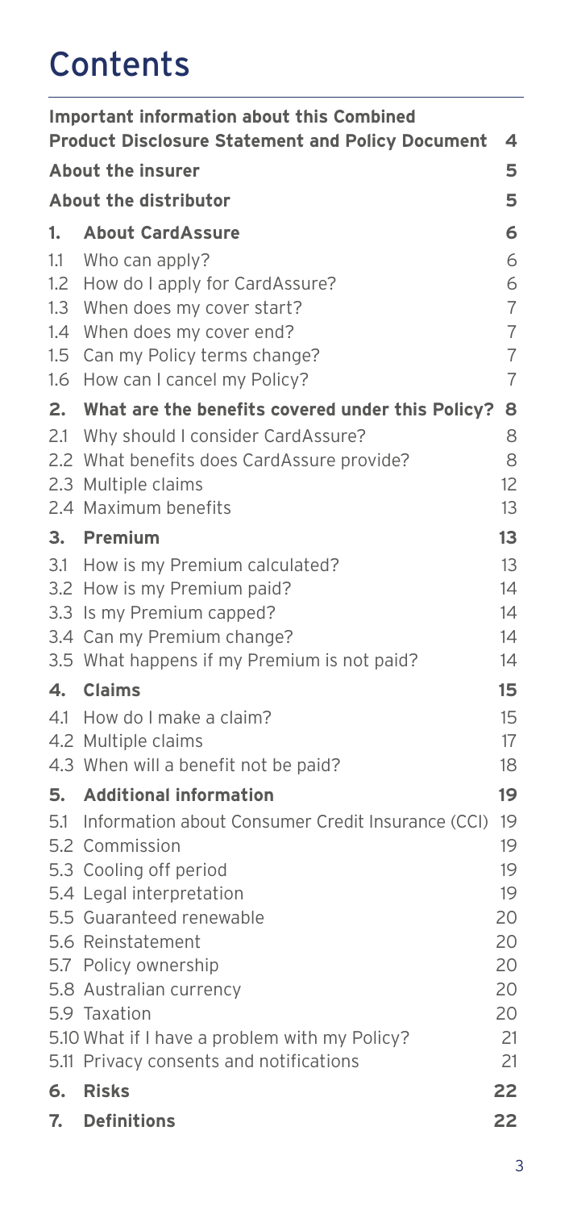# Contents

| | | |
|---|---|---|
| **Important information about this Combined Product Disclosure Statement and Policy Document** | | **4** |
| **About the insurer** | | **5** |
| **About the distributor** | | **5** |
| **1.** | **About CardAssure** | **6** |
| 1.1 | Who can apply? | 6 |
| 1.2 | How do I apply for CardAssure? | 6 |
| 1.3 | When does my cover start? | 7 |
| 1.4 | When does my cover end? | 7 |
| 1.5 | Can my Policy terms change? | 7 |
| 1.6 | How can I cancel my Policy? | 7 |
| **2.** | **What are the benefits covered under this Policy?** | **8** |
| 2.1 | Why should I consider CardAssure? | 8 |
| 2.2 | What benefits does CardAssure provide? | 8 |
| 2.3 | Multiple claims | 12 |
| 2.4 | Maximum benefits | 13 |
| **3.** | **Premium** | **13** |
| 3.1 | How is my Premium calculated? | 13 |
| 3.2 | How is my Premium paid? | 14 |
| 3.3 | Is my Premium capped? | 14 |
| 3.4 | Can my Premium change? | 14 |
| 3.5 | What happens if my Premium is not paid? | 14 |
| **4.** | **Claims** | **15** |
| 4.1 | How do I make a claim? | 15 |
| 4.2 | Multiple claims | 17 |
| 4.3 | When will a benefit not be paid? | 18 |
| **5.** | **Additional information** | **19** |
| 5.1 | Information about Consumer Credit Insurance (CCI) | 19 |
| 5.2 | Commission | 19 |
| 5.3 | Cooling off period | 19 |
| 5.4 | Legal interpretation | 19 |
| 5.5 | Guaranteed renewable | 20 |
| 5.6 | Reinstatement | 20 |
| 5.7 | Policy ownership | 20 |
| 5.8 | Australian currency | 20 |
| 5.9 | Taxation | 20 |
| 5.10 | What if I have a problem with my Policy? | 21 |
| 5.11 | Privacy consents and notifications | 21 |
| **6.** | **Risks** | **22** |
| **7.** | **Definitions** | **22** |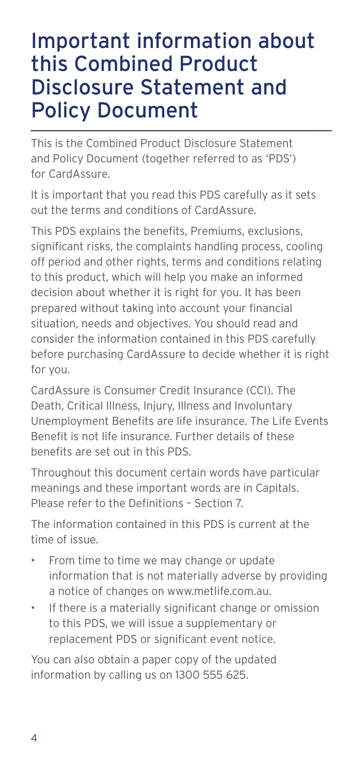# Important information about this Combined Product Disclosure Statement and Policy Document

This is the Combined Product Disclosure Statement and Policy Document (together referred to as 'PDS') for CardAssure.

It is important that you read this PDS carefully as it sets out the terms and conditions of CardAssure.

This PDS explains the benefits, Premiums, exclusions, significant risks, the complaints handling process, cooling off period and other rights, terms and conditions relating to this product, which will help you make an informed decision about whether it is right for you. It has been prepared without taking into account your financial situation, needs and objectives. You should read and consider the information contained in this PDS carefully before purchasing CardAssure to decide whether it is right for you.

CardAssure is Consumer Credit Insurance (CCI). The Death, Critical Illness, Injury, Illness and Involuntary Unemployment Benefits are life insurance. The Life Events Benefit is not life insurance. Further details of these benefits are set out in this PDS.

Throughout this document certain words have particular meanings and these important words are in Capitals. Please refer to the Definitions – Section 7.

The information contained in this PDS is current at the time of issue.

- From time to time we may change or update information that is not materially adverse by providing a notice of changes on www.metlife.com.au.
- If there is a materially significant change or omission to this PDS, we will issue a supplementary or replacement PDS or significant event notice.

You can also obtain a paper copy of the updated information by calling us on 1300 555 625.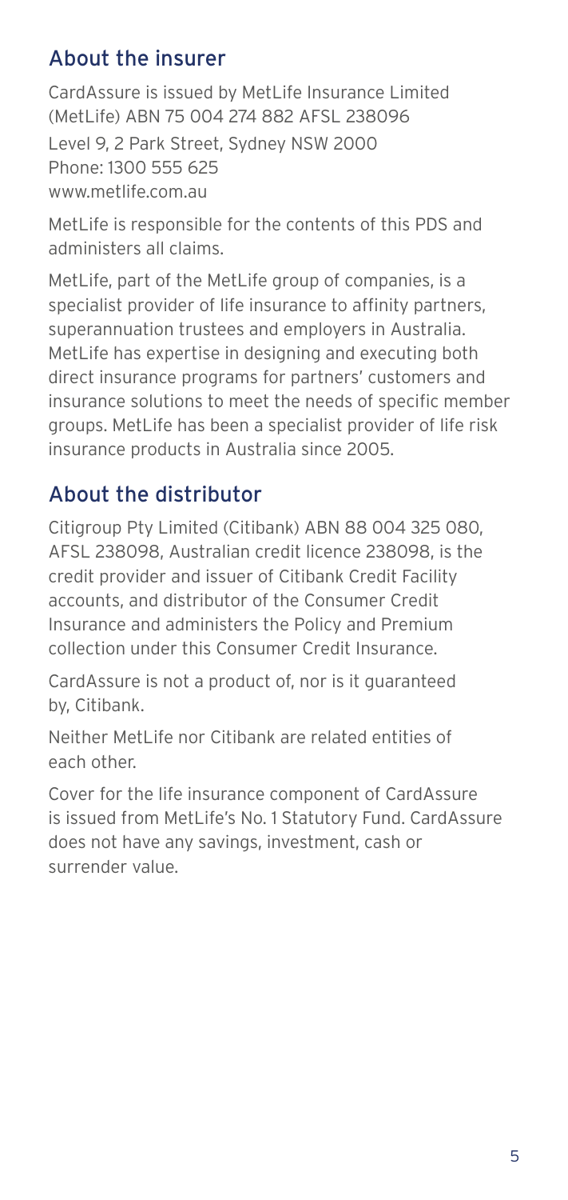## About the insurer

CardAssure is issued by MetLife Insurance Limited (MetLife) ABN 75 004 274 882 AFSL 238096
Level 9, 2 Park Street, Sydney NSW 2000
Phone: 1300 555 625
www.metlife.com.au

MetLife is responsible for the contents of this PDS and administers all claims.

MetLife, part of the MetLife group of companies, is a specialist provider of life insurance to affinity partners, superannuation trustees and employers in Australia. MetLife has expertise in designing and executing both direct insurance programs for partners' customers and insurance solutions to meet the needs of specific member groups. MetLife has been a specialist provider of life risk insurance products in Australia since 2005.

## About the distributor

Citigroup Pty Limited (Citibank) ABN 88 004 325 080, AFSL 238098, Australian credit licence 238098, is the credit provider and issuer of Citibank Credit Facility accounts, and distributor of the Consumer Credit Insurance and administers the Policy and Premium collection under this Consumer Credit Insurance.

CardAssure is not a product of, nor is it guaranteed by, Citibank.

Neither MetLife nor Citibank are related entities of each other.

Cover for the life insurance component of CardAssure is issued from MetLife's No. 1 Statutory Fund. CardAssure does not have any savings, investment, cash or surrender value.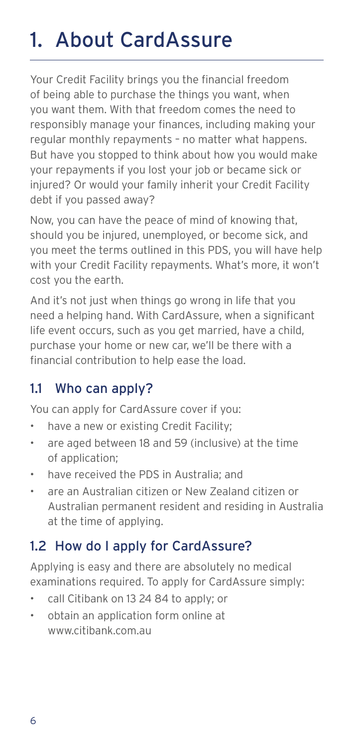# 1. About CardAssure

Your Credit Facility brings you the financial freedom of being able to purchase the things you want, when you want them. With that freedom comes the need to responsibly manage your finances, including making your regular monthly repayments – no matter what happens. But have you stopped to think about how you would make your repayments if you lost your job or became sick or injured? Or would your family inherit your Credit Facility debt if you passed away?

Now, you can have the peace of mind of knowing that, should you be injured, unemployed, or become sick, and you meet the terms outlined in this PDS, you will have help with your Credit Facility repayments. What's more, it won't cost you the earth.

And it's not just when things go wrong in life that you need a helping hand. With CardAssure, when a significant life event occurs, such as you get married, have a child, purchase your home or new car, we'll be there with a financial contribution to help ease the load.

## 1.1 Who can apply?

You can apply for CardAssure cover if you:

- have a new or existing Credit Facility;
- are aged between 18 and 59 (inclusive) at the time of application;
- have received the PDS in Australia; and
- are an Australian citizen or New Zealand citizen or Australian permanent resident and residing in Australia at the time of applying.

## 1.2 How do I apply for CardAssure?

Applying is easy and there are absolutely no medical examinations required. To apply for CardAssure simply:

- call Citibank on 13 24 84 to apply; or
- obtain an application form online at www.citibank.com.au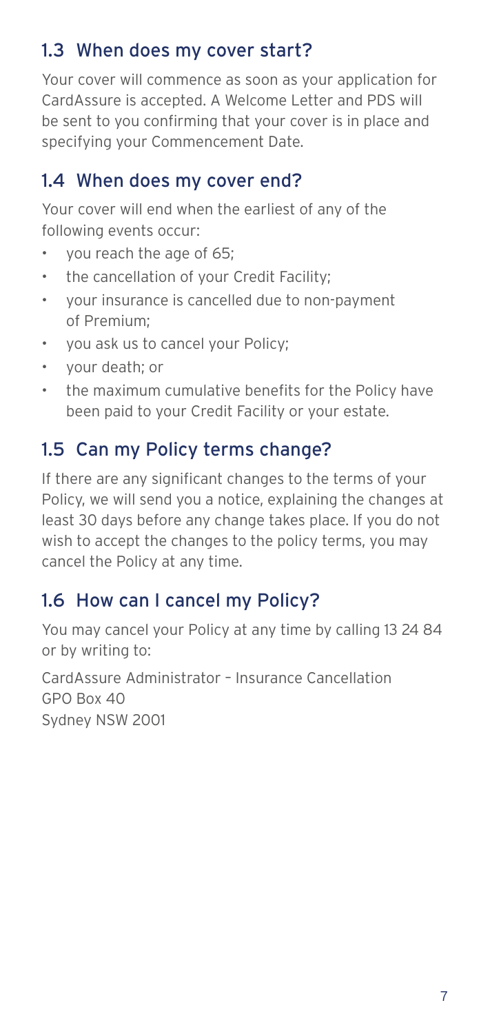## 1.3 When does my cover start?

Your cover will commence as soon as your application for CardAssure is accepted. A Welcome Letter and PDS will be sent to you confirming that your cover is in place and specifying your Commencement Date.

## 1.4 When does my cover end?

Your cover will end when the earliest of any of the following events occur:

- you reach the age of 65;
- the cancellation of your Credit Facility;
- your insurance is cancelled due to non-payment of Premium;
- you ask us to cancel your Policy;
- your death; or
- the maximum cumulative benefits for the Policy have been paid to your Credit Facility or your estate.

## 1.5 Can my Policy terms change?

If there are any significant changes to the terms of your Policy, we will send you a notice, explaining the changes at least 30 days before any change takes place. If you do not wish to accept the changes to the policy terms, you may cancel the Policy at any time.

## 1.6 How can I cancel my Policy?

You may cancel your Policy at any time by calling 13 24 84 or by writing to:

CardAssure Administrator – Insurance Cancellation
GPO Box 40
Sydney NSW 2001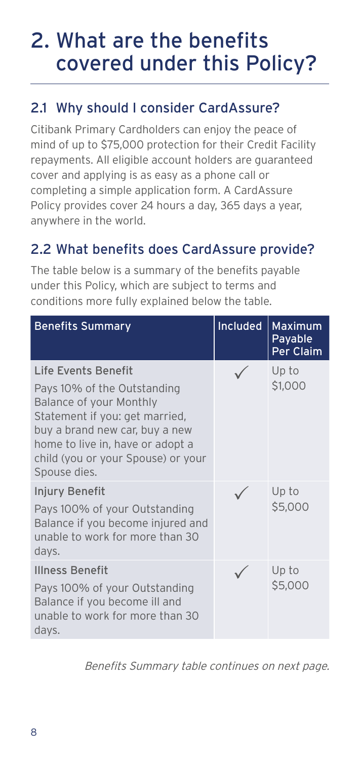# 2. What are the benefits covered under this Policy?

## 2.1 Why should I consider CardAssure?

Citibank Primary Cardholders can enjoy the peace of mind of up to $75,000 protection for their Credit Facility repayments. All eligible account holders are guaranteed cover and applying is as easy as a phone call or completing a simple application form. A CardAssure Policy provides cover 24 hours a day, 365 days a year, anywhere in the world.

## 2.2 What benefits does CardAssure provide?

The table below is a summary of the benefits payable under this Policy, which are subject to terms and conditions more fully explained below the table.

| Benefits Summary | Included | Maximum Payable Per Claim |
|---|---|---|
| **Life Events Benefit**<br>Pays 10% of the Outstanding Balance of your Monthly Statement if you: get married, buy a brand new car, buy a new home to live in, have or adopt a child (you or your Spouse) or your Spouse dies. | ✓ | Up to $1,000 |
| **Injury Benefit**<br>Pays 100% of your Outstanding Balance if you become injured and unable to work for more than 30 days. | ✓ | Up to $5,000 |
| **Illness Benefit**<br>Pays 100% of your Outstanding Balance if you become ill and unable to work for more than 30 days. | ✓ | Up to $5,000 |

*Benefits Summary table continues on next page.*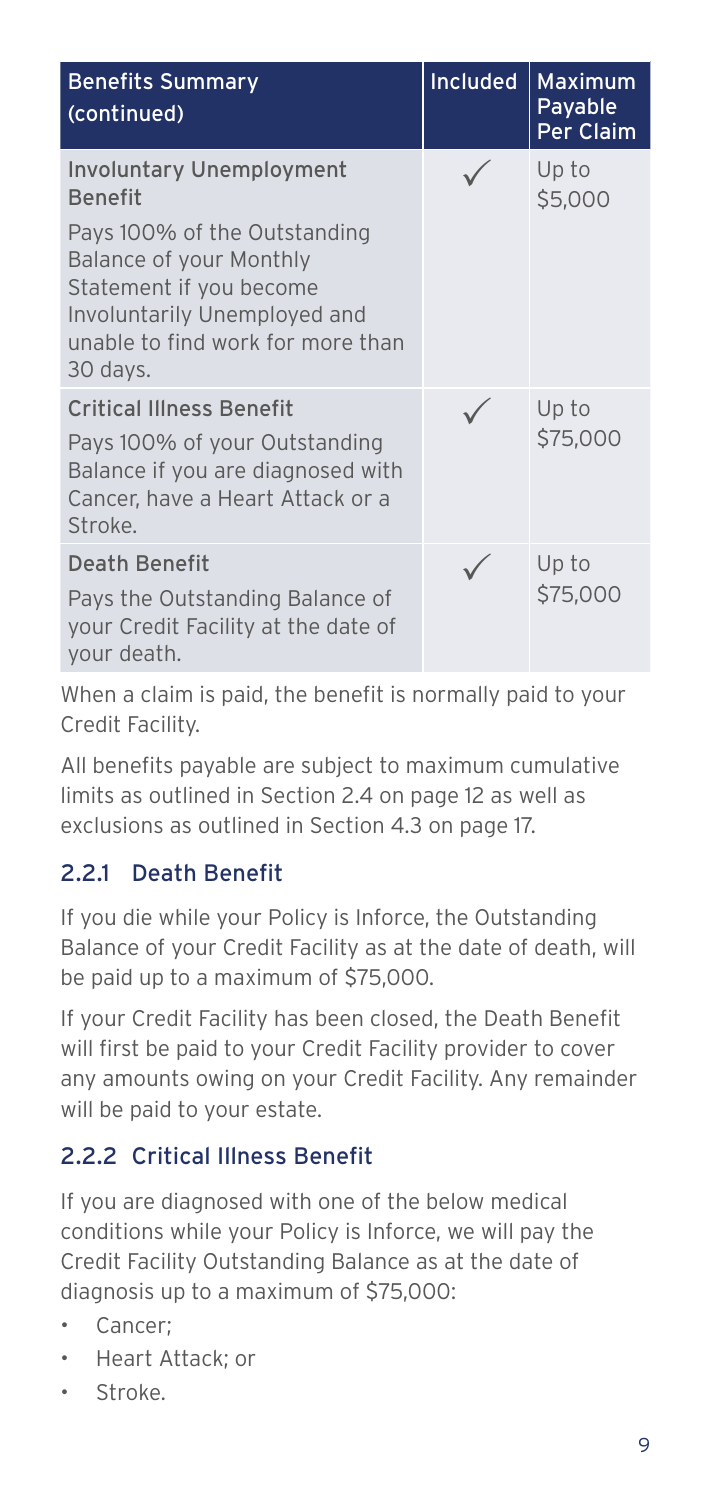| Benefits Summary (continued) | Included | Maximum Payable Per Claim |
|---|---|---|
| **Involuntary Unemployment Benefit**<br>Pays 100% of the Outstanding Balance of your Monthly Statement if you become Involuntarily Unemployed and unable to find work for more than 30 days. | ✓ | Up to $5,000 |
| **Critical Illness Benefit**<br>Pays 100% of your Outstanding Balance if you are diagnosed with Cancer, have a Heart Attack or a Stroke. | ✓ | Up to $75,000 |
| **Death Benefit**<br>Pays the Outstanding Balance of your Credit Facility at the date of your death. | ✓ | Up to $75,000 |

When a claim is paid, the benefit is normally paid to your Credit Facility.

All benefits payable are subject to maximum cumulative limits as outlined in Section 2.4 on page 12 as well as exclusions as outlined in Section 4.3 on page 17.

### 2.2.1 Death Benefit

If you die while your Policy is Inforce, the Outstanding Balance of your Credit Facility as at the date of death, will be paid up to a maximum of $75,000.

If your Credit Facility has been closed, the Death Benefit will first be paid to your Credit Facility provider to cover any amounts owing on your Credit Facility. Any remainder will be paid to your estate.

### 2.2.2 Critical Illness Benefit

If you are diagnosed with one of the below medical conditions while your Policy is Inforce, we will pay the Credit Facility Outstanding Balance as at the date of diagnosis up to a maximum of $75,000:

- Cancer;
- Heart Attack; or
- Stroke.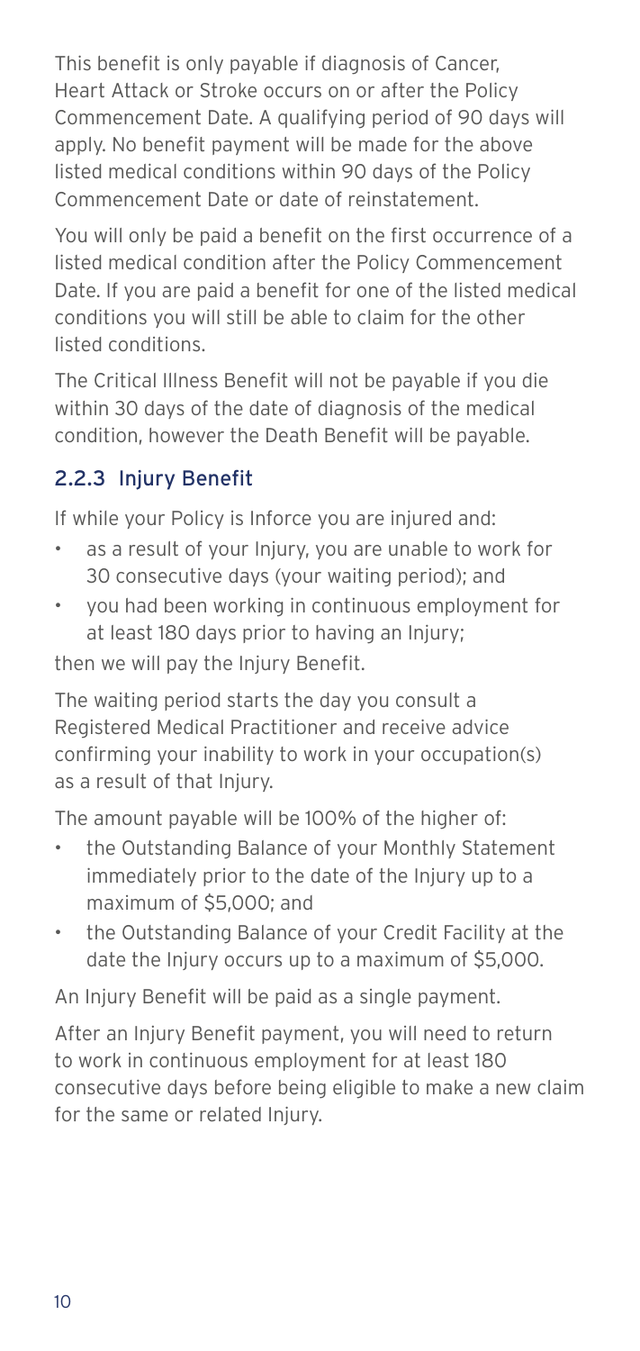This benefit is only payable if diagnosis of Cancer, Heart Attack or Stroke occurs on or after the Policy Commencement Date. A qualifying period of 90 days will apply. No benefit payment will be made for the above listed medical conditions within 90 days of the Policy Commencement Date or date of reinstatement.

You will only be paid a benefit on the first occurrence of a listed medical condition after the Policy Commencement Date. If you are paid a benefit for one of the listed medical conditions you will still be able to claim for the other listed conditions.

The Critical Illness Benefit will not be payable if you die within 30 days of the date of diagnosis of the medical condition, however the Death Benefit will be payable.

### 2.2.3 Injury Benefit

If while your Policy is Inforce you are injured and:

- as a result of your Injury, you are unable to work for 30 consecutive days (your waiting period); and
- you had been working in continuous employment for at least 180 days prior to having an Injury;

then we will pay the Injury Benefit.

The waiting period starts the day you consult a Registered Medical Practitioner and receive advice confirming your inability to work in your occupation(s) as a result of that Injury.

The amount payable will be 100% of the higher of:

- the Outstanding Balance of your Monthly Statement immediately prior to the date of the Injury up to a maximum of $5,000; and
- the Outstanding Balance of your Credit Facility at the date the Injury occurs up to a maximum of $5,000.

An Injury Benefit will be paid as a single payment.

After an Injury Benefit payment, you will need to return to work in continuous employment for at least 180 consecutive days before being eligible to make a new claim for the same or related Injury.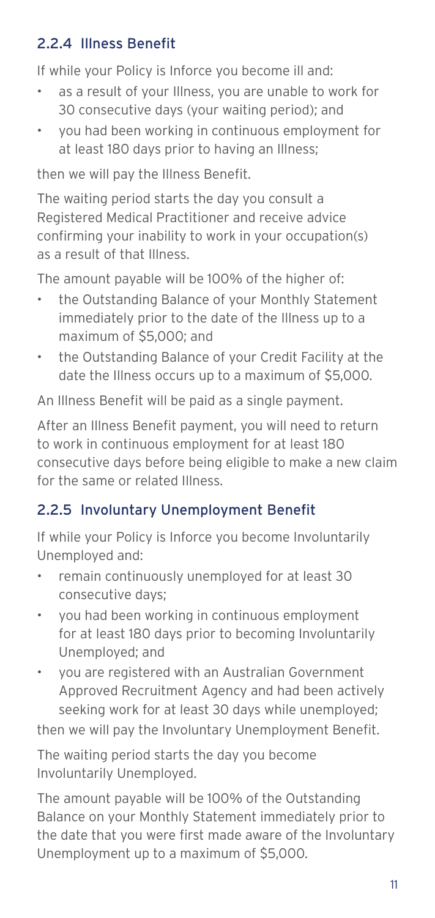### 2.2.4 Illness Benefit

If while your Policy is Inforce you become ill and:

- as a result of your Illness, you are unable to work for 30 consecutive days (your waiting period); and
- you had been working in continuous employment for at least 180 days prior to having an Illness;

then we will pay the Illness Benefit.

The waiting period starts the day you consult a Registered Medical Practitioner and receive advice confirming your inability to work in your occupation(s) as a result of that Illness.

The amount payable will be 100% of the higher of:

- the Outstanding Balance of your Monthly Statement immediately prior to the date of the Illness up to a maximum of $5,000; and
- the Outstanding Balance of your Credit Facility at the date the Illness occurs up to a maximum of $5,000.

An Illness Benefit will be paid as a single payment.

After an Illness Benefit payment, you will need to return to work in continuous employment for at least 180 consecutive days before being eligible to make a new claim for the same or related Illness.

### 2.2.5 Involuntary Unemployment Benefit

If while your Policy is Inforce you become Involuntarily Unemployed and:

- remain continuously unemployed for at least 30 consecutive days;
- you had been working in continuous employment for at least 180 days prior to becoming Involuntarily Unemployed; and
- you are registered with an Australian Government Approved Recruitment Agency and had been actively seeking work for at least 30 days while unemployed;

then we will pay the Involuntary Unemployment Benefit.

The waiting period starts the day you become Involuntarily Unemployed.

The amount payable will be 100% of the Outstanding Balance on your Monthly Statement immediately prior to the date that you were first made aware of the Involuntary Unemployment up to a maximum of $5,000.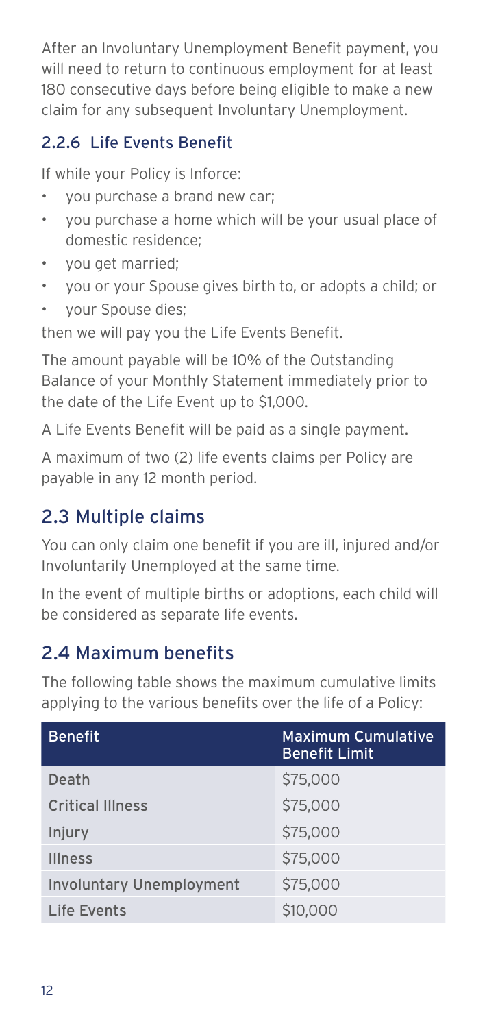After an Involuntary Unemployment Benefit payment, you will need to return to continuous employment for at least 180 consecutive days before being eligible to make a new claim for any subsequent Involuntary Unemployment.

### 2.2.6 Life Events Benefit

If while your Policy is Inforce:

- you purchase a brand new car;
- you purchase a home which will be your usual place of domestic residence;
- you get married;
- you or your Spouse gives birth to, or adopts a child; or
- your Spouse dies;

then we will pay you the Life Events Benefit.

The amount payable will be 10% of the Outstanding Balance of your Monthly Statement immediately prior to the date of the Life Event up to $1,000.

A Life Events Benefit will be paid as a single payment.

A maximum of two (2) life events claims per Policy are payable in any 12 month period.

## 2.3 Multiple claims

You can only claim one benefit if you are ill, injured and/or Involuntarily Unemployed at the same time.

In the event of multiple births or adoptions, each child will be considered as separate life events.

## 2.4 Maximum benefits

The following table shows the maximum cumulative limits applying to the various benefits over the life of a Policy:

| Benefit | Maximum Cumulative Benefit Limit |
| --- | --- |
| Death | $75,000 |
| Critical Illness | $75,000 |
| Injury | $75,000 |
| Illness | $75,000 |
| Involuntary Unemployment | $75,000 |
| Life Events | $10,000 |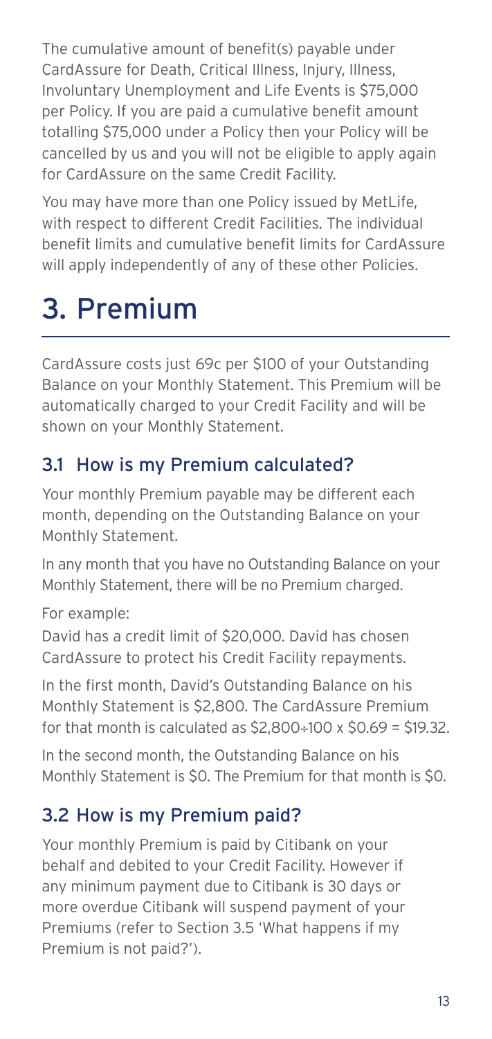The cumulative amount of benefit(s) payable under CardAssure for Death, Critical Illness, Injury, Illness, Involuntary Unemployment and Life Events is $75,000 per Policy. If you are paid a cumulative benefit amount totalling $75,000 under a Policy then your Policy will be cancelled by us and you will not be eligible to apply again for CardAssure on the same Credit Facility.

You may have more than one Policy issued by MetLife, with respect to different Credit Facilities. The individual benefit limits and cumulative benefit limits for CardAssure will apply independently of any of these other Policies.

# 3. Premium

CardAssure costs just 69c per $100 of your Outstanding Balance on your Monthly Statement. This Premium will be automatically charged to your Credit Facility and will be shown on your Monthly Statement.

## 3.1 How is my Premium calculated?

Your monthly Premium payable may be different each month, depending on the Outstanding Balance on your Monthly Statement.

In any month that you have no Outstanding Balance on your Monthly Statement, there will be no Premium charged.

For example:
David has a credit limit of $20,000. David has chosen CardAssure to protect his Credit Facility repayments.

In the first month, David's Outstanding Balance on his Monthly Statement is $2,800. The CardAssure Premium for that month is calculated as $2,800÷100 x $0.69 = $19.32.

In the second month, the Outstanding Balance on his Monthly Statement is $0. The Premium for that month is $0.

## 3.2 How is my Premium paid?

Your monthly Premium is paid by Citibank on your behalf and debited to your Credit Facility. However if any minimum payment due to Citibank is 30 days or more overdue Citibank will suspend payment of your Premiums (refer to Section 3.5 'What happens if my Premium is not paid?').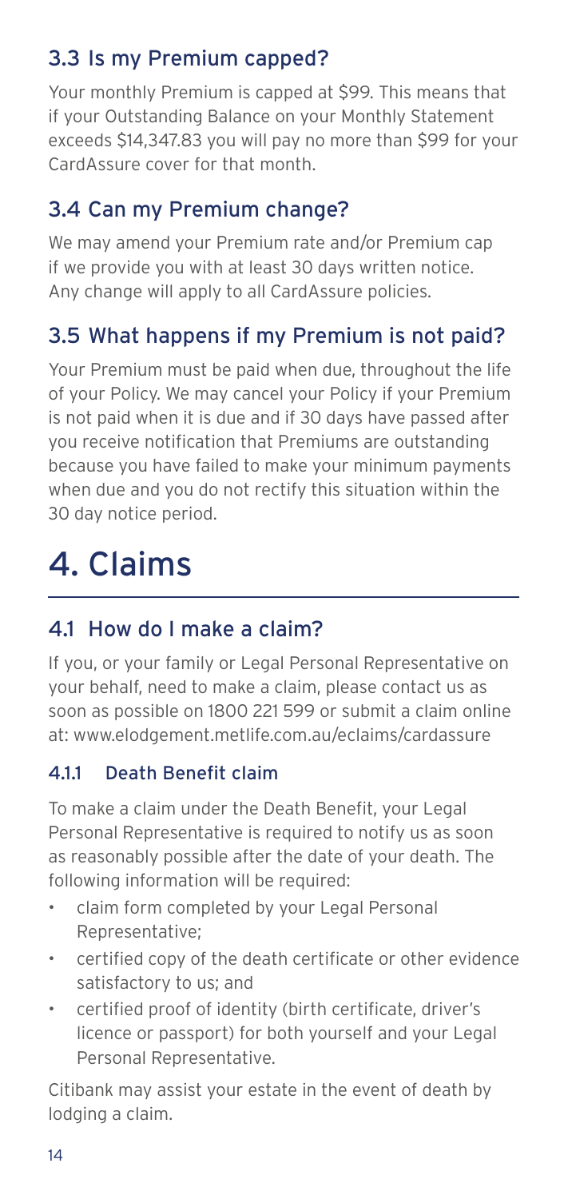## 3.3 Is my Premium capped?

Your monthly Premium is capped at $99. This means that if your Outstanding Balance on your Monthly Statement exceeds $14,347.83 you will pay no more than $99 for your CardAssure cover for that month.

## 3.4 Can my Premium change?

We may amend your Premium rate and/or Premium cap if we provide you with at least 30 days written notice. Any change will apply to all CardAssure policies.

## 3.5 What happens if my Premium is not paid?

Your Premium must be paid when due, throughout the life of your Policy. We may cancel your Policy if your Premium is not paid when it is due and if 30 days have passed after you receive notification that Premiums are outstanding because you have failed to make your minimum payments when due and you do not rectify this situation within the 30 day notice period.

# 4. Claims

## 4.1 How do I make a claim?

If you, or your family or Legal Personal Representative on your behalf, need to make a claim, please contact us as soon as possible on 1800 221 599 or submit a claim online at: www.elodgement.metlife.com.au/eclaims/cardassure

### 4.1.1 Death Benefit claim

To make a claim under the Death Benefit, your Legal Personal Representative is required to notify us as soon as reasonably possible after the date of your death. The following information will be required:

- claim form completed by your Legal Personal Representative;
- certified copy of the death certificate or other evidence satisfactory to us; and
- certified proof of identity (birth certificate, driver's licence or passport) for both yourself and your Legal Personal Representative.

Citibank may assist your estate in the event of death by lodging a claim.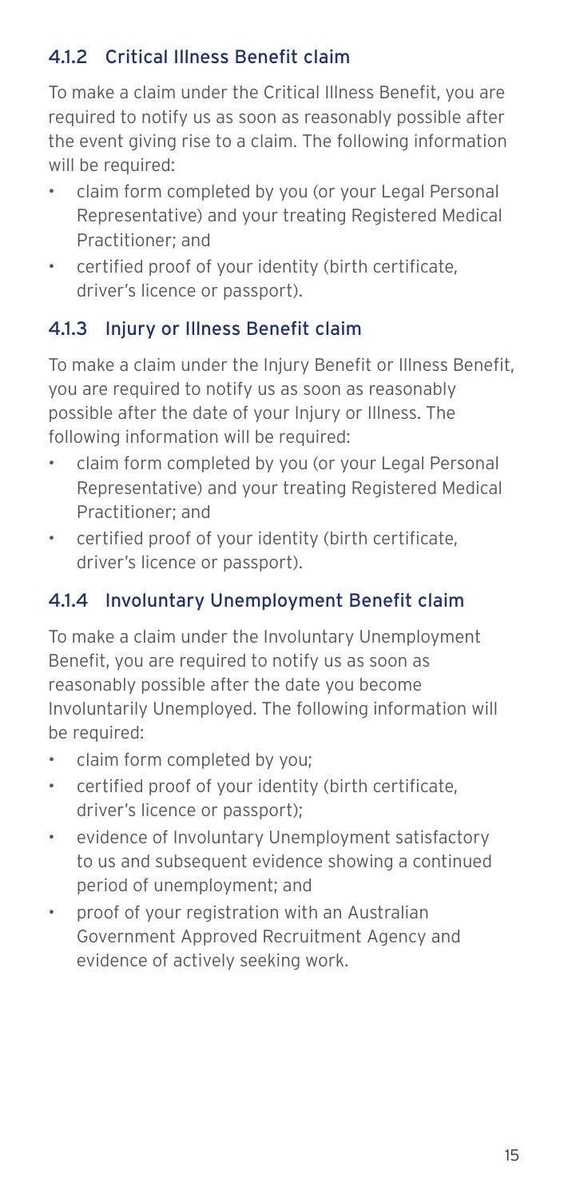### 4.1.2 Critical Illness Benefit claim

To make a claim under the Critical Illness Benefit, you are required to notify us as soon as reasonably possible after the event giving rise to a claim. The following information will be required:

- claim form completed by you (or your Legal Personal Representative) and your treating Registered Medical Practitioner; and
- certified proof of your identity (birth certificate, driver's licence or passport).

### 4.1.3 Injury or Illness Benefit claim

To make a claim under the Injury Benefit or Illness Benefit, you are required to notify us as soon as reasonably possible after the date of your Injury or Illness. The following information will be required:

- claim form completed by you (or your Legal Personal Representative) and your treating Registered Medical Practitioner; and
- certified proof of your identity (birth certificate, driver's licence or passport).

### 4.1.4 Involuntary Unemployment Benefit claim

To make a claim under the Involuntary Unemployment Benefit, you are required to notify us as soon as reasonably possible after the date you become Involuntarily Unemployed. The following information will be required:

- claim form completed by you;
- certified proof of your identity (birth certificate, driver's licence or passport);
- evidence of Involuntary Unemployment satisfactory to us and subsequent evidence showing a continued period of unemployment; and
- proof of your registration with an Australian Government Approved Recruitment Agency and evidence of actively seeking work.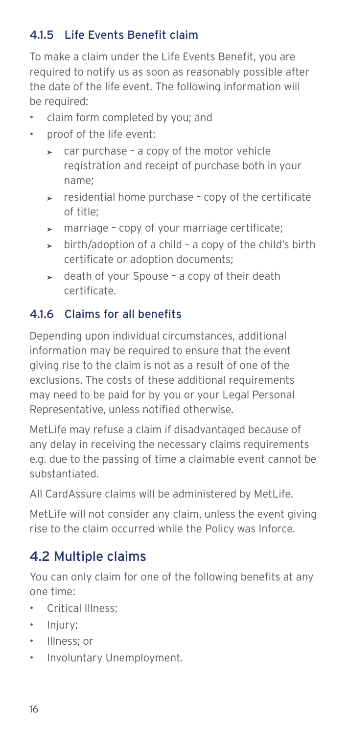### 4.1.5 Life Events Benefit claim

To make a claim under the Life Events Benefit, you are required to notify us as soon as reasonably possible after the date of the life event. The following information will be required:

- claim form completed by you; and
- proof of the life event:
  - car purchase – a copy of the motor vehicle registration and receipt of purchase both in your name;
  - residential home purchase – copy of the certificate of title;
  - marriage – copy of your marriage certificate;
  - birth/adoption of a child – a copy of the child's birth certificate or adoption documents;
  - death of your Spouse – a copy of their death certificate.

### 4.1.6 Claims for all benefits

Depending upon individual circumstances, additional information may be required to ensure that the event giving rise to the claim is not as a result of one of the exclusions. The costs of these additional requirements may need to be paid for by you or your Legal Personal Representative, unless notified otherwise.

MetLife may refuse a claim if disadvantaged because of any delay in receiving the necessary claims requirements e.g. due to the passing of time a claimable event cannot be substantiated.

All CardAssure claims will be administered by MetLife.

MetLife will not consider any claim, unless the event giving rise to the claim occurred while the Policy was Inforce.

## 4.2 Multiple claims

You can only claim for one of the following benefits at any one time:

- Critical Illness;
- Injury;
- Illness; or
- Involuntary Unemployment.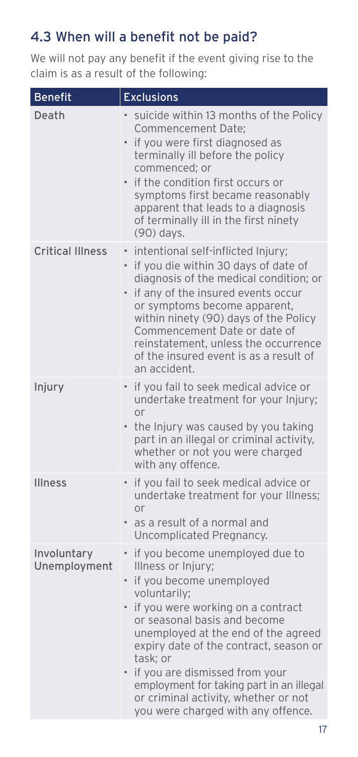## 4.3 When will a benefit not be paid?

We will not pay any benefit if the event giving rise to the claim is as a result of the following:

| Benefit | Exclusions |
| --- | --- |
| Death | • suicide within 13 months of the Policy Commencement Date;<br>• if you were first diagnosed as terminally ill before the policy commenced; or<br>• if the condition first occurs or symptoms first became reasonably apparent that leads to a diagnosis of terminally ill in the first ninety (90) days. |
| Critical Illness | • intentional self-inflicted Injury;<br>• if you die within 30 days of date of diagnosis of the medical condition; or<br>• if any of the insured events occur or symptoms become apparent, within ninety (90) days of the Policy Commencement Date or date of reinstatement, unless the occurrence of the insured event is as a result of an accident. |
| Injury | • if you fail to seek medical advice or undertake treatment for your Injury; or<br>• the Injury was caused by you taking part in an illegal or criminal activity, whether or not you were charged with any offence. |
| Illness | • if you fail to seek medical advice or undertake treatment for your Illness; or<br>• as a result of a normal and Uncomplicated Pregnancy. |
| Involuntary Unemployment | • if you become unemployed due to Illness or Injury;<br>• if you become unemployed voluntarily;<br>• if you were working on a contract or seasonal basis and become unemployed at the end of the agreed expiry date of the contract, season or task; or<br>• if you are dismissed from your employment for taking part in an illegal or criminal activity, whether or not you were charged with any offence. |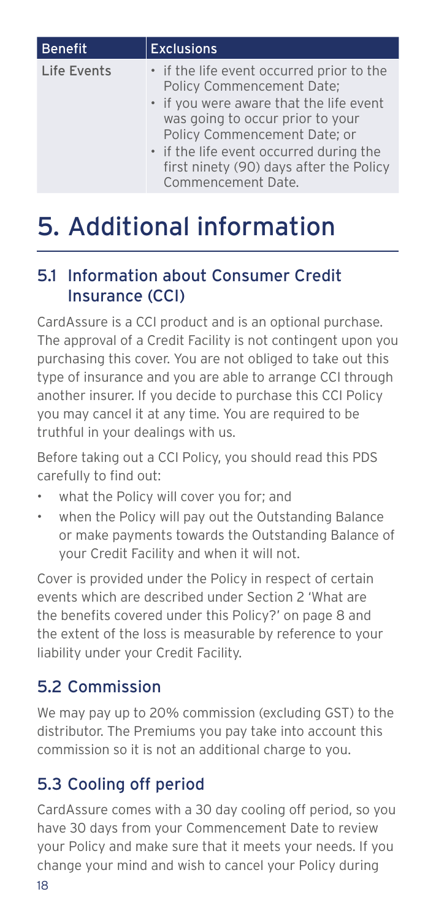| Benefit | Exclusions |
| --- | --- |
| Life Events | • if the life event occurred prior to the Policy Commencement Date;<br>• if you were aware that the life event was going to occur prior to your Policy Commencement Date; or<br>• if the life event occurred during the first ninety (90) days after the Policy Commencement Date. |

# 5. Additional information

## 5.1 Information about Consumer Credit Insurance (CCI)

CardAssure is a CCI product and is an optional purchase. The approval of a Credit Facility is not contingent upon you purchasing this cover. You are not obliged to take out this type of insurance and you are able to arrange CCI through another insurer. If you decide to purchase this CCI Policy you may cancel it at any time. You are required to be truthful in your dealings with us.

Before taking out a CCI Policy, you should read this PDS carefully to find out:

- what the Policy will cover you for; and
- when the Policy will pay out the Outstanding Balance or make payments towards the Outstanding Balance of your Credit Facility and when it will not.

Cover is provided under the Policy in respect of certain events which are described under Section 2 'What are the benefits covered under this Policy?' on page 8 and the extent of the loss is measurable by reference to your liability under your Credit Facility.

## 5.2 Commission

We may pay up to 20% commission (excluding GST) to the distributor. The Premiums you pay take into account this commission so it is not an additional charge to you.

## 5.3 Cooling off period

CardAssure comes with a 30 day cooling off period, so you have 30 days from your Commencement Date to review your Policy and make sure that it meets your needs. If you change your mind and wish to cancel your Policy during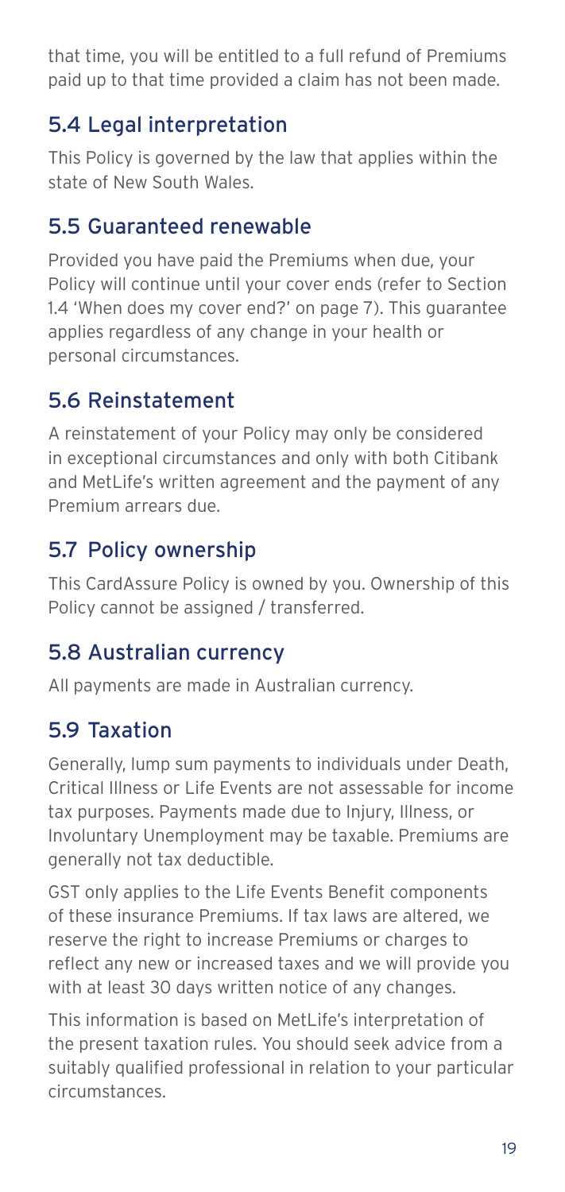that time, you will be entitled to a full refund of Premiums paid up to that time provided a claim has not been made.

## 5.4 Legal interpretation

This Policy is governed by the law that applies within the state of New South Wales.

## 5.5 Guaranteed renewable

Provided you have paid the Premiums when due, your Policy will continue until your cover ends (refer to Section 1.4 'When does my cover end?' on page 7). This guarantee applies regardless of any change in your health or personal circumstances.

## 5.6 Reinstatement

A reinstatement of your Policy may only be considered in exceptional circumstances and only with both Citibank and MetLife's written agreement and the payment of any Premium arrears due.

## 5.7 Policy ownership

This CardAssure Policy is owned by you. Ownership of this Policy cannot be assigned / transferred.

## 5.8 Australian currency

All payments are made in Australian currency.

## 5.9 Taxation

Generally, lump sum payments to individuals under Death, Critical Illness or Life Events are not assessable for income tax purposes. Payments made due to Injury, Illness, or Involuntary Unemployment may be taxable. Premiums are generally not tax deductible.

GST only applies to the Life Events Benefit components of these insurance Premiums. If tax laws are altered, we reserve the right to increase Premiums or charges to reflect any new or increased taxes and we will provide you with at least 30 days written notice of any changes.

This information is based on MetLife's interpretation of the present taxation rules. You should seek advice from a suitably qualified professional in relation to your particular circumstances.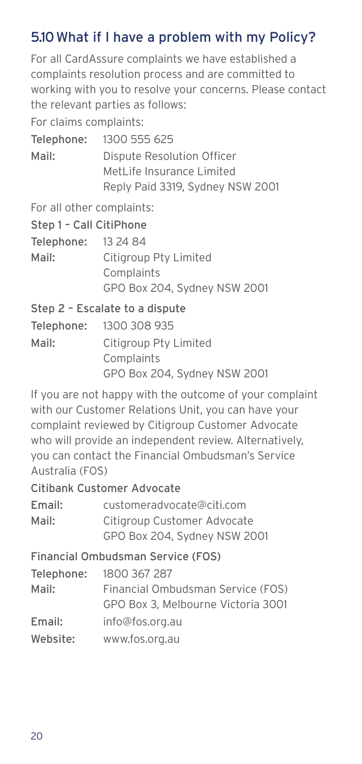## 5.10 What if I have a problem with my Policy?

For all CardAssure complaints we have established a complaints resolution process and are committed to working with you to resolve your concerns. Please contact the relevant parties as follows:

For claims complaints:

**Telephone:** 1300 555 625

**Mail:** Dispute Resolution Officer
MetLife Insurance Limited
Reply Paid 3319, Sydney NSW 2001

For all other complaints:

**Step 1 – Call CitiPhone**

**Telephone:** 13 24 84

**Mail:** Citigroup Pty Limited
Complaints
GPO Box 204, Sydney NSW 2001

**Step 2 – Escalate to a dispute**

**Telephone:** 1300 308 935

**Mail:** Citigroup Pty Limited
Complaints
GPO Box 204, Sydney NSW 2001

If you are not happy with the outcome of your complaint with our Customer Relations Unit, you can have your complaint reviewed by Citigroup Customer Advocate who will provide an independent review. Alternatively, you can contact the Financial Ombudsman's Service Australia (FOS)

**Citibank Customer Advocate**

**Email:** customeradvocate@citi.com

**Mail:** Citigroup Customer Advocate
GPO Box 204, Sydney NSW 2001

**Financial Ombudsman Service (FOS)**

**Telephone:** 1800 367 287

**Mail:** Financial Ombudsman Service (FOS)
GPO Box 3, Melbourne Victoria 3001

**Email:** info@fos.org.au

**Website:** www.fos.org.au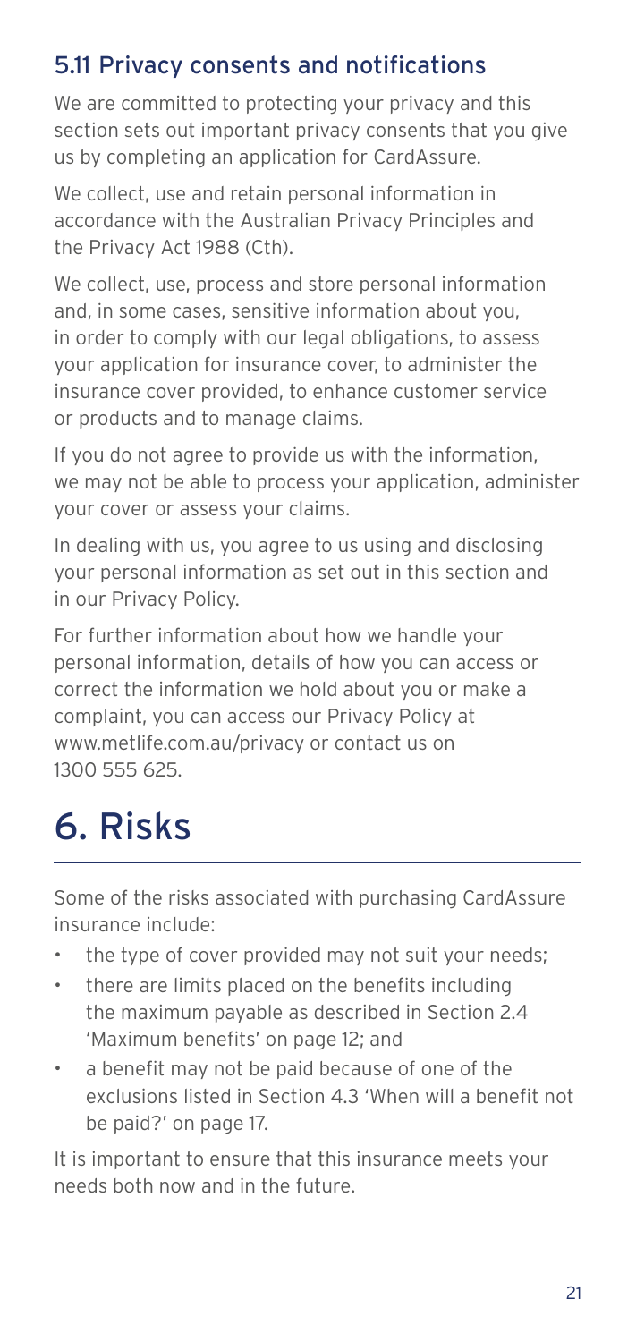### 5.11 Privacy consents and notifications

We are committed to protecting your privacy and this section sets out important privacy consents that you give us by completing an application for CardAssure.

We collect, use and retain personal information in accordance with the Australian Privacy Principles and the Privacy Act 1988 (Cth).

We collect, use, process and store personal information and, in some cases, sensitive information about you, in order to comply with our legal obligations, to assess your application for insurance cover, to administer the insurance cover provided, to enhance customer service or products and to manage claims.

If you do not agree to provide us with the information, we may not be able to process your application, administer your cover or assess your claims.

In dealing with us, you agree to us using and disclosing your personal information as set out in this section and in our Privacy Policy.

For further information about how we handle your personal information, details of how you can access or correct the information we hold about you or make a complaint, you can access our Privacy Policy at www.metlife.com.au/privacy or contact us on 1300 555 625.

# 6. Risks

Some of the risks associated with purchasing CardAssure insurance include:

- the type of cover provided may not suit your needs;
- there are limits placed on the benefits including the maximum payable as described in Section 2.4 'Maximum benefits' on page 12; and
- a benefit may not be paid because of one of the exclusions listed in Section 4.3 'When will a benefit not be paid?' on page 17.

It is important to ensure that this insurance meets your needs both now and in the future.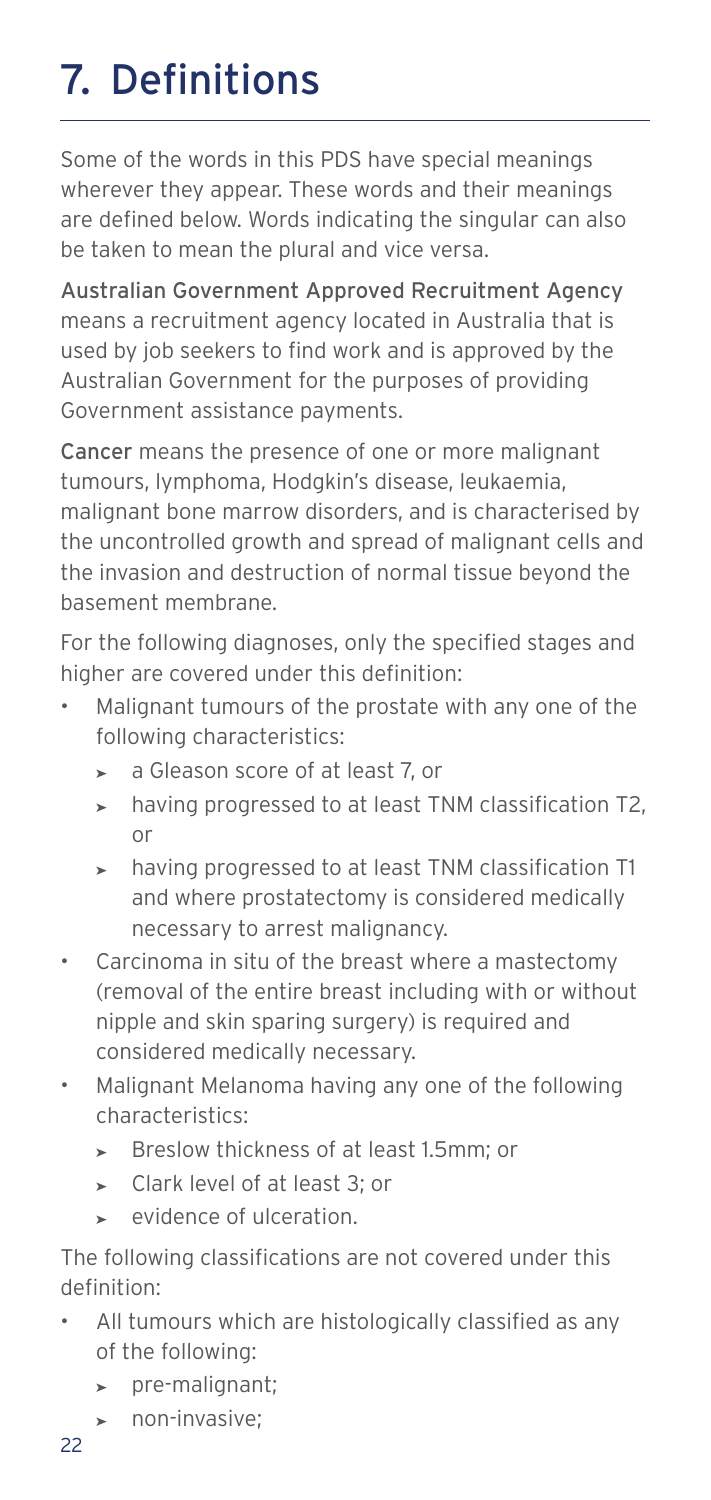# 7. Definitions

Some of the words in this PDS have special meanings wherever they appear. These words and their meanings are defined below. Words indicating the singular can also be taken to mean the plural and vice versa.

**Australian Government Approved Recruitment Agency** means a recruitment agency located in Australia that is used by job seekers to find work and is approved by the Australian Government for the purposes of providing Government assistance payments.

**Cancer** means the presence of one or more malignant tumours, lymphoma, Hodgkin's disease, leukaemia, malignant bone marrow disorders, and is characterised by the uncontrolled growth and spread of malignant cells and the invasion and destruction of normal tissue beyond the basement membrane.

For the following diagnoses, only the specified stages and higher are covered under this definition:

- Malignant tumours of the prostate with any one of the following characteristics:
  - a Gleason score of at least 7, or
  - having progressed to at least TNM classification T2, or
  - having progressed to at least TNM classification T1 and where prostatectomy is considered medically necessary to arrest malignancy.
- Carcinoma in situ of the breast where a mastectomy (removal of the entire breast including with or without nipple and skin sparing surgery) is required and considered medically necessary.
- Malignant Melanoma having any one of the following characteristics:
  - Breslow thickness of at least 1.5mm; or
  - Clark level of at least 3; or
  - evidence of ulceration.

The following classifications are not covered under this definition:

- All tumours which are histologically classified as any of the following:
  - pre-malignant;
  - non-invasive;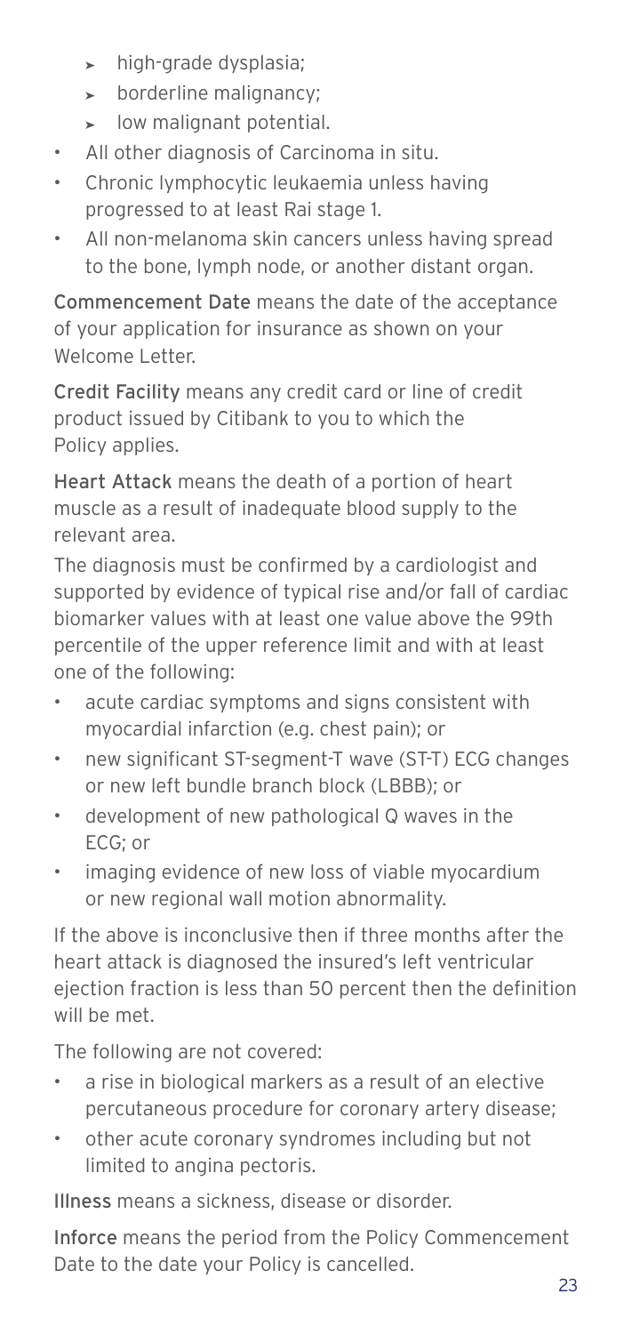- high-grade dysplasia;
  - borderline malignancy;
  - low malignant potential.
- All other diagnosis of Carcinoma in situ.
- Chronic lymphocytic leukaemia unless having progressed to at least Rai stage 1.
- All non-melanoma skin cancers unless having spread to the bone, lymph node, or another distant organ.

**Commencement Date** means the date of the acceptance of your application for insurance as shown on your Welcome Letter.

**Credit Facility** means any credit card or line of credit product issued by Citibank to you to which the Policy applies.

**Heart Attack** means the death of a portion of heart muscle as a result of inadequate blood supply to the relevant area.

The diagnosis must be confirmed by a cardiologist and supported by evidence of typical rise and/or fall of cardiac biomarker values with at least one value above the 99th percentile of the upper reference limit and with at least one of the following:

- acute cardiac symptoms and signs consistent with myocardial infarction (e.g. chest pain); or
- new significant ST-segment-T wave (ST-T) ECG changes or new left bundle branch block (LBBB); or
- development of new pathological Q waves in the ECG; or
- imaging evidence of new loss of viable myocardium or new regional wall motion abnormality.

If the above is inconclusive then if three months after the heart attack is diagnosed the insured's left ventricular ejection fraction is less than 50 percent then the definition will be met.

The following are not covered:

- a rise in biological markers as a result of an elective percutaneous procedure for coronary artery disease;
- other acute coronary syndromes including but not limited to angina pectoris.

**Illness** means a sickness, disease or disorder.

**Inforce** means the period from the Policy Commencement Date to the date your Policy is cancelled.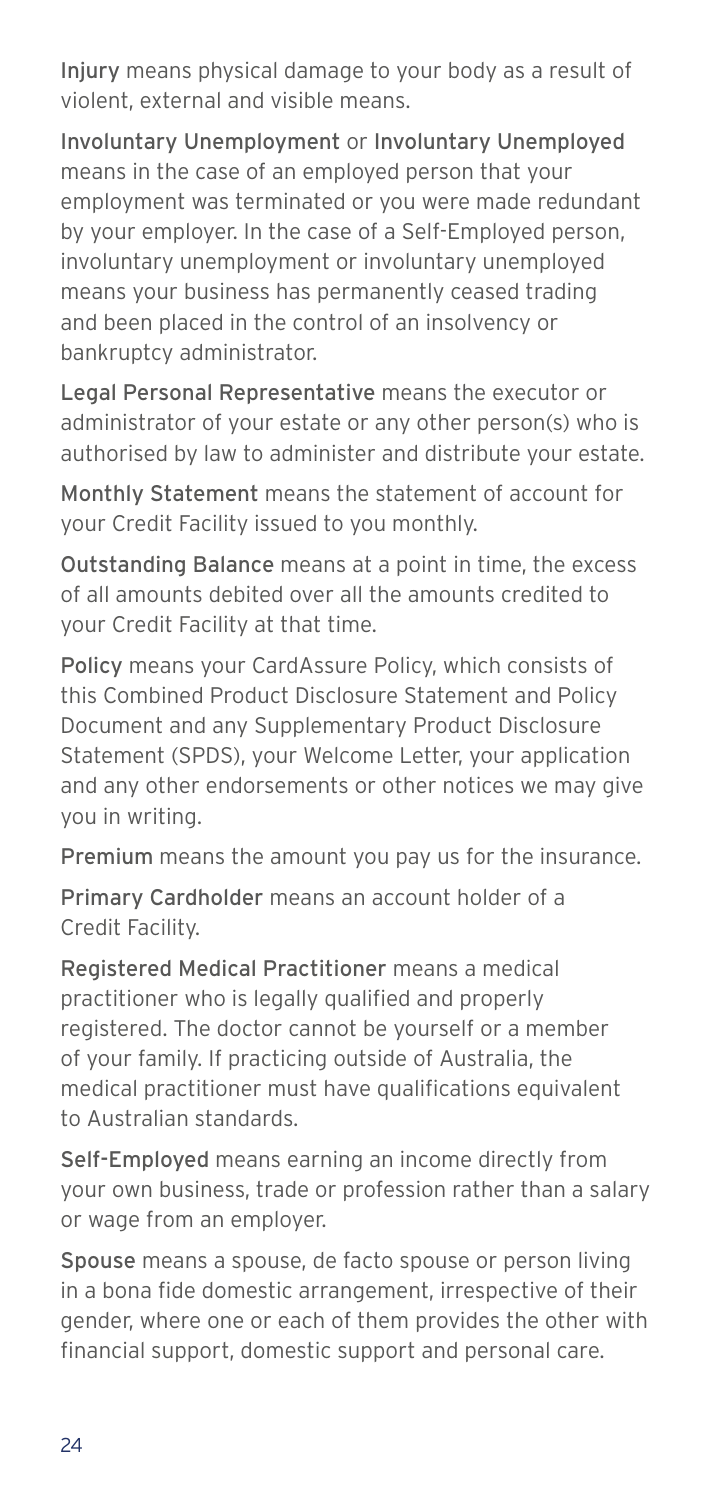**Injury** means physical damage to your body as a result of violent, external and visible means.

**Involuntary Unemployment** or **Involuntary Unemployed** means in the case of an employed person that your employment was terminated or you were made redundant by your employer. In the case of a Self-Employed person, involuntary unemployment or involuntary unemployed means your business has permanently ceased trading and been placed in the control of an insolvency or bankruptcy administrator.

**Legal Personal Representative** means the executor or administrator of your estate or any other person(s) who is authorised by law to administer and distribute your estate.

**Monthly Statement** means the statement of account for your Credit Facility issued to you monthly.

**Outstanding Balance** means at a point in time, the excess of all amounts debited over all the amounts credited to your Credit Facility at that time.

**Policy** means your CardAssure Policy, which consists of this Combined Product Disclosure Statement and Policy Document and any Supplementary Product Disclosure Statement (SPDS), your Welcome Letter, your application and any other endorsements or other notices we may give you in writing.

**Premium** means the amount you pay us for the insurance.

**Primary Cardholder** means an account holder of a Credit Facility.

**Registered Medical Practitioner** means a medical practitioner who is legally qualified and properly registered. The doctor cannot be yourself or a member of your family. If practicing outside of Australia, the medical practitioner must have qualifications equivalent to Australian standards.

**Self-Employed** means earning an income directly from your own business, trade or profession rather than a salary or wage from an employer.

**Spouse** means a spouse, de facto spouse or person living in a bona fide domestic arrangement, irrespective of their gender, where one or each of them provides the other with financial support, domestic support and personal care.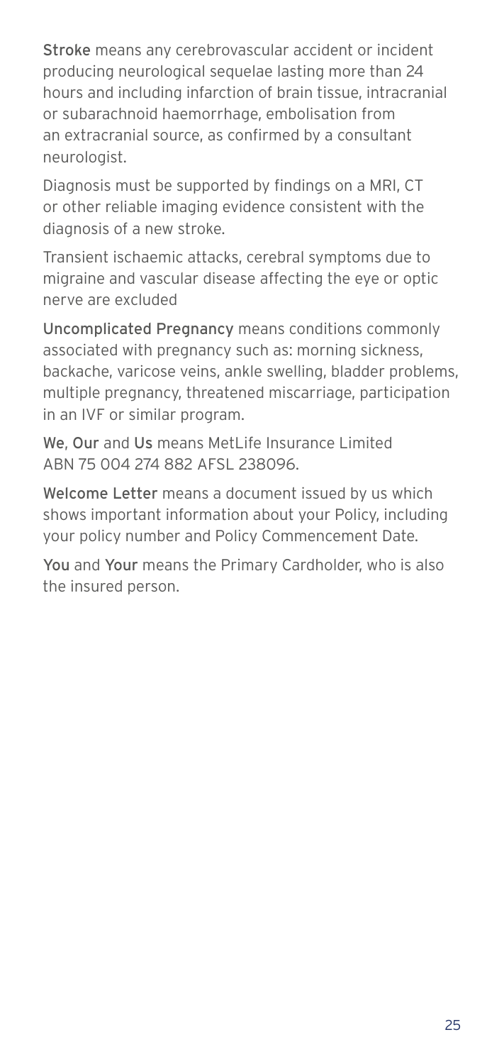**Stroke** means any cerebrovascular accident or incident producing neurological sequelae lasting more than 24 hours and including infarction of brain tissue, intracranial or subarachnoid haemorrhage, embolisation from an extracranial source, as confirmed by a consultant neurologist.

Diagnosis must be supported by findings on a MRI, CT or other reliable imaging evidence consistent with the diagnosis of a new stroke.

Transient ischaemic attacks, cerebral symptoms due to migraine and vascular disease affecting the eye or optic nerve are excluded

**Uncomplicated Pregnancy** means conditions commonly associated with pregnancy such as: morning sickness, backache, varicose veins, ankle swelling, bladder problems, multiple pregnancy, threatened miscarriage, participation in an IVF or similar program.

**We**, **Our** and **Us** means MetLife Insurance Limited ABN 75 004 274 882 AFSL 238096.

**Welcome Letter** means a document issued by us which shows important information about your Policy, including your policy number and Policy Commencement Date.

**You** and **Your** means the Primary Cardholder, who is also the insured person.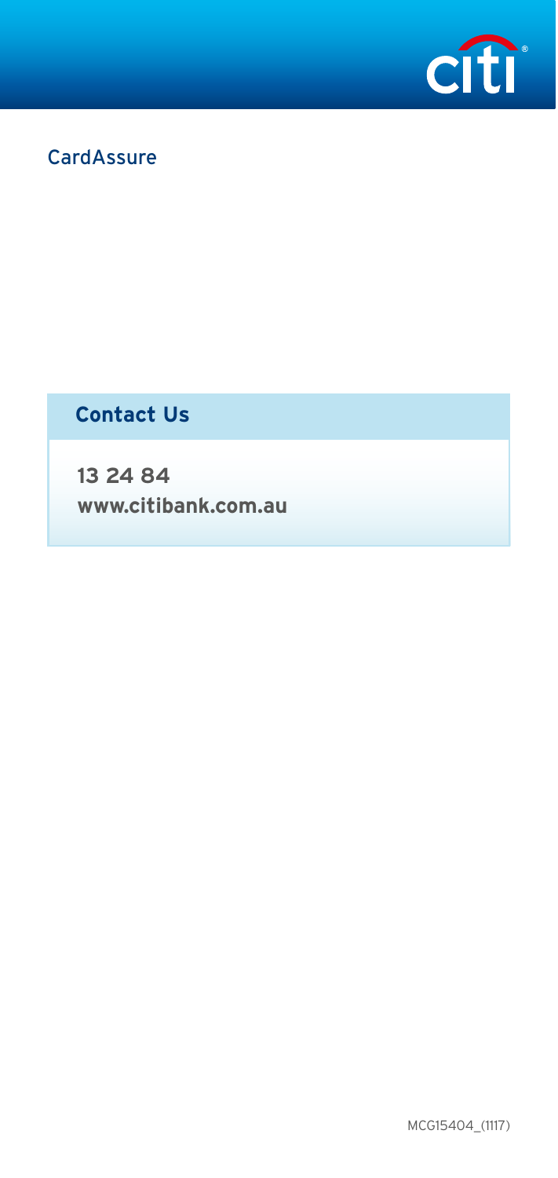CardAssure

## Contact Us

**13 24 84**
**www.citibank.com.au**

MCG15404_(1117)